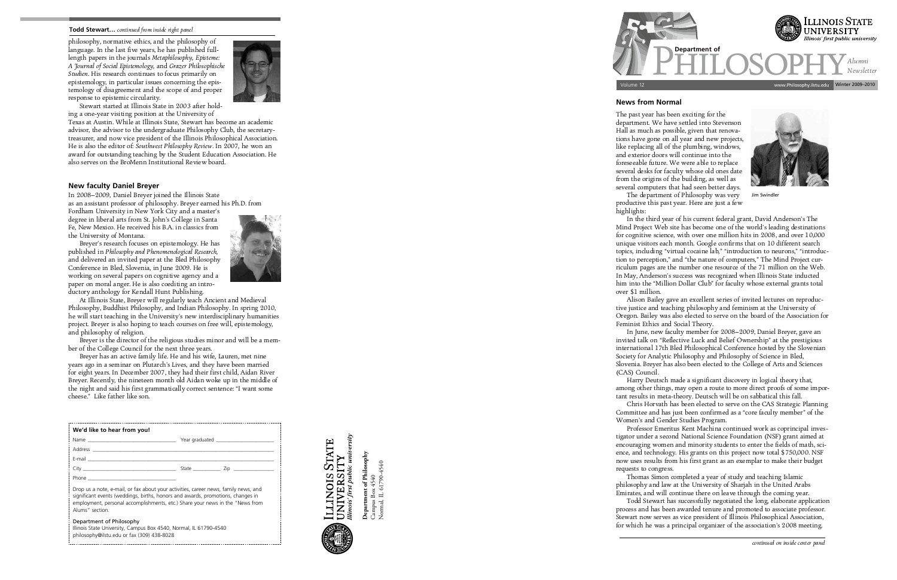**Todd Stewart...** *continued from inside right panel*

philosophy, normative ethics, and the philosophy of language. In the last five years, he has published full-length papers in the journals *Metaphilosophy, Episteme: A Journal of Social Epistemology,* and *Grazer Philosophische Studien*. His research continues to focus primarily on epistemology, in particular issues concerning the epistemology of disagreement and the scope of and proper response to epistemic circularity.

Stewart started at Illinois State in 2003 after holding a one-year visiting position at the University of Texas at Austin. While at Illinois State, Stewart has become an academic advisor, the advisor to the undergraduate Philosophy Club, the secretary-treasurer, and now vice president of the Illinois Philosophical Association. He is also the editor of: *Southwest Philosophy Review*. In 2007, he won an award for outstanding teaching by the Student Education Association. He also serves on the BroMenn Institutional Review board.

## New faculty Daniel Breyer

In 2008–2009, Daniel Breyer joined the Illinois State as an assistant professor of philosophy. Breyer earned his Ph.D. from Fordham University in New York City and a master's degree in liberal arts from St. John's College in Santa Fe, New Mexico. He received his B.A. in classics from the University of Montana.

Breyer's research focuses on epistemology. He has published in *Philosophy and Phenomenological Research,* and delivered an invited paper at the Bled Philosophy Conference in Bled, Slovenia, in June 2009. He is working on several papers on cognitive agency and a paper on moral anger. He is also coediting an introductory anthology for Kendall Hunt Publishing.

At Illinois State, Breyer will regularly teach Ancient and Medieval Philosophy, Buddhist Philosophy, and Indian Philosophy. In spring 2010, he will start teaching in the University's new interdisciplinary humanities project. Breyer is also hoping to teach courses on free will, epistemology, and philosophy of religion.

Breyer is the director of the religious studies minor and will be a member of the College Council for the next three years.

Breyer has an active family life. He and his wife, Lauren, met nine years ago in a seminar on Plutarch's Lives, and they have been married for eight years. In December 2007, they had their first child, Aidan River Breyer. Recently, the nineteen month old Aidan woke up in the middle of the night and said his first grammatically correct sentence: "I want some cheese." Like father like son.

### We'd like to hear from you!

Name ______________________ Year graduated ______________

Address ______________________

E-mail ______________________

City ______________________ State ________ Zip ________

Phone ______________________

Drop us a note, e-mail, or fax about your activities, career news, family news, and significant events (weddings, births, honors and awards, promotions, changes in employment, personal accomplishments, etc.) Share your news in the "News from Alums" section.

Department of Philosophy
Illinois State University, Campus Box 4540, Normal, IL 61790-4540
philosophy@ilstu.edu or fax (309) 438-8028

Illinois State University
*Illinois' first public university*

**Department of Philosophy**
Campus Box 4540
Normal, IL 61790-4540

Illinois State University
*Illinois' first public university*

# Department of Philosophy

*Alumni Newsletter*

Volume 12 | www.Philosophy.ilstu.edu | Winter 2009–2010

## News from Normal

The past year has been exciting for the department. We have settled into Stevenson Hall as much as possible, given that renovations have gone on all year and new projects, like replacing all of the plumbing, windows, and exterior doors will continue into the foreseeable future. We were able to replace several desks for faculty whose old ones date from the origins of the building, as well as several computers that had seen better days.

Jim Swindler

The department of Philosophy was very productive this past year. Here are just a few highlights:

In the third year of his current federal grant, David Anderson's The Mind Project Web site has become one of the world's leading destinations for cognitive science, with over one million hits in 2008, and over 10,000 unique visitors each month. Google confirms that on 10 different search topics, including "virtual cocaine lab," "introduction to neurons," "introduction to perception," and "the nature of computers," The Mind Project curriculum pages are the number one resource of the 71 million on the Web. In May, Anderson's success was recognized when Illinois State inducted him into the "Million Dollar Club" for faculty whose external grants total over $1 million.

Alison Bailey gave an excellent series of invited lectures on reproductive justice and teaching philosophy and feminism at the University of Oregon. Bailey was also elected to serve on the board of the Association for Feminist Ethics and Social Theory.

In June, new faculty member for 2008–2009, Daniel Breyer, gave an invited talk on "Reflective Luck and Belief Ownership" at the prestigious international 17th Bled Philosophical Conference hosted by the Slovenian Society for Analytic Philosophy and Philosophy of Science in Bled, Slovenia. Breyer has also been elected to the College of Arts and Sciences (CAS) Council.

Harry Deutsch made a significant discovery in logical theory that, among other things, may open a route to more direct proofs of some important results in meta-theory. Deutsch will be on sabbatical this fall.

Chris Horvath has been elected to serve on the CAS Strategic Planning Committee and has just been confirmed as a "core faculty member" of the Women's and Gender Studies Program.

Professor Emeritus Kent Machina continued work as coprincipal investigator under a second National Science Foundation (NSF) grant aimed at encouraging women and minority students to enter the fields of math, science, and technology. His grants on this project now total $750,000. NSF now uses results from his first grant as an exemplar to make their budget requests to congress.

Thomas Simon completed a year of study and teaching Islamic philosophy and law at the University of Sharjah in the United Arabs Emirates, and will continue there on leave through the coming year.

Todd Stewart has successfully negotiated the long, elaborate application process and has been awarded tenure and promoted to associate professor. Stewart now serves as vice president of Illinois Philosophical Association, for which he was a principal organizer of the association's 2008 meeting.

*continued on inside center panel*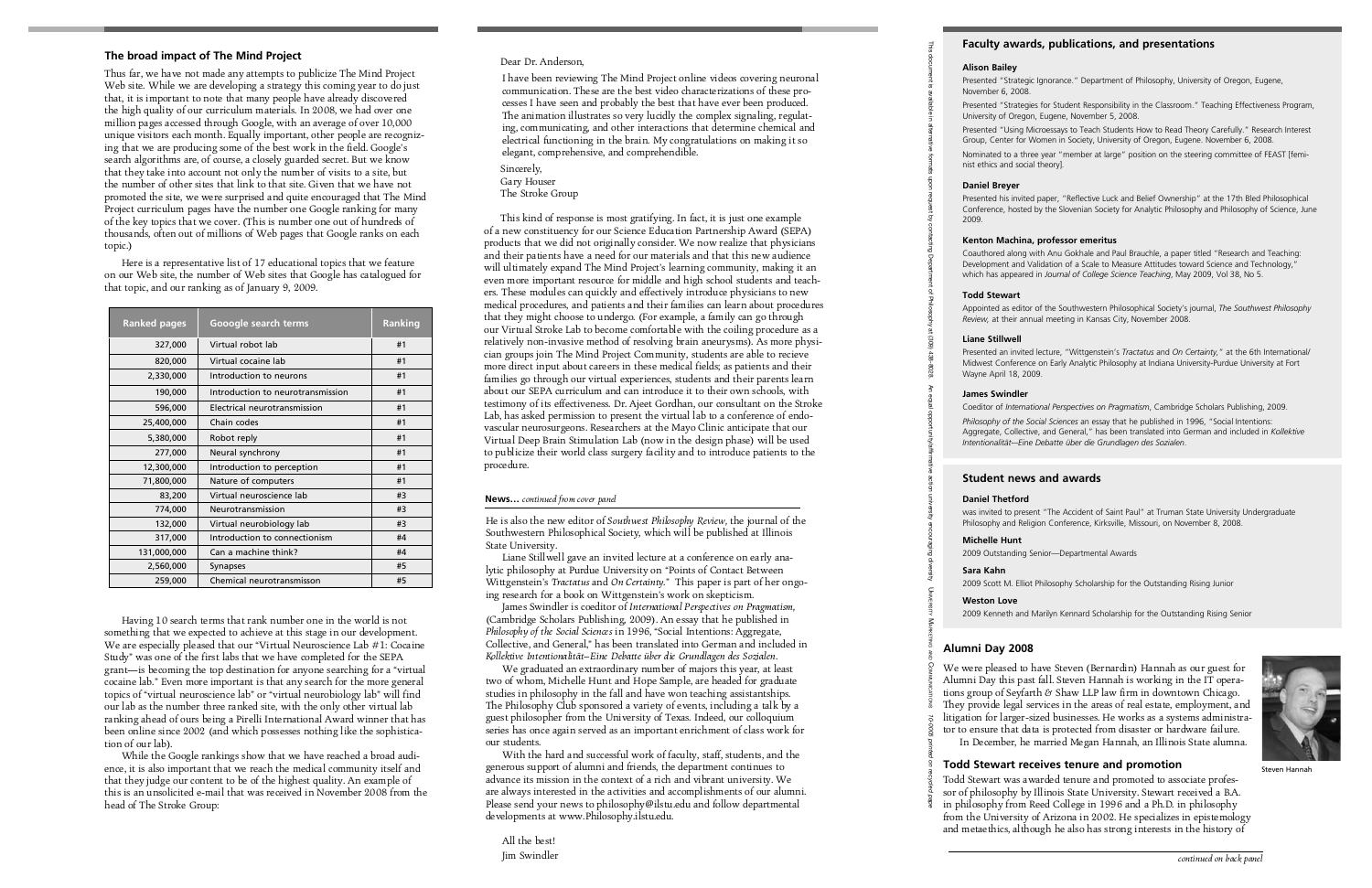## The broad impact of The Mind Project

Thus far, we have not made any attempts to publicize The Mind Project Web site. While we are developing a strategy this coming year to do just that, it is important to note that many people have already discovered the high quality of our curriculum materials. In 2008, we had over one million pages accessed through Google, with an average of over 10,000 unique visitors each month. Equally important, other people are recognizing that we are producing some of the best work in the field. Google's search algorithms are, of course, a closely guarded secret. But we know that they take into account not only the number of visits to a site, but the number of other sites that link to that site. Given that we have not promoted the site, we were surprised and quite encouraged that The Mind Project curriculum pages have the number one Google ranking for many of the key topics that we cover. (This is number one out of hundreds of thousands, often out of millions of Web pages that Google ranks on each topic.)

Here is a representative list of 17 educational topics that we feature on our Web site, the number of Web sites that Google has catalogued for that topic, and our ranking as of January 9, 2009.

| Ranked pages | Gooogle search terms | Ranking |
|---|---|---|
| 327,000 | Virtual robot lab | #1 |
| 820,000 | Virtual cocaine lab | #1 |
| 2,330,000 | Introduction to neurons | #1 |
| 190,000 | Introduction to neurotransmission | #1 |
| 596,000 | Electrical neurotransmission | #1 |
| 25,400,000 | Chain codes | #1 |
| 5,380,000 | Robot reply | #1 |
| 277,000 | Neural synchrony | #1 |
| 12,300,000 | Introduction to perception | #1 |
| 71,800,000 | Nature of computers | #1 |
| 83,200 | Virtual neuroscience lab | #3 |
| 774,000 | Neurotransmission | #3 |
| 132,000 | Virtual neurobiology lab | #3 |
| 317,000 | Introduction to connectionism | #4 |
| 131,000,000 | Can a machine think? | #4 |
| 2,560,000 | Synapses | #5 |
| 259,000 | Chemical neurotransmission | #5 |

Having 10 search terms that rank number one in the world is not something that we expected to achieve at this stage in our development. We are especially pleased that our "Virtual Neuroscience Lab #1: Cocaine Study" was one of the first labs that we have completed for the SEPA grant—is becoming the top destination for anyone searching for a "virtual cocaine lab." Even more important is that any search for the more general topics of "virtual neuroscience lab" or "virtual neurobiology lab" will find our lab as the number three ranked site, with the only other virtual lab ranking ahead of ours being a Pirelli International Award winner that has been online since 2002 (and which possesses nothing like the sophistication of our lab).

While the Google rankings show that we have reached a broad audience, it is also important that we reach the medical community itself and that they judge our content to be of the highest quality. An example of this is an unsolicited e-mail that was received in November 2008 from the head of The Stroke Group:

Dear Dr. Anderson,

I have been reviewing The Mind Project online videos covering neuronal communication. These are the best video characterizations of these processes I have seen and probably the best that have ever been produced. The animation illustrates so very lucidly the complex signaling, regulating, communicating, and other interactions that determine chemical and electrical functioning in the brain. My congratulations on making it so elegant, comprehensive, and comprehendible.

Sincerely,
Gary Houser
The Stroke Group

This kind of response is most gratifying. In fact, it is just one example of a new constituency for our Science Education Partnership Award (SEPA) products that we did not originally consider. We now realize that physicians and their patients have a need for our materials and that this new audience will ultimately expand The Mind Project's learning community, making it an even more important resource for middle and high school students and teachers. These modules can quickly and effectively introduce physicians to new medical procedures, and patients and their families can learn about procedures that they might choose to undergo. (For example, a family can go through our Virtual Stroke Lab to become comfortable with the coiling procedure as a relatively non-invasive method of resolving brain aneurysms). As more physician groups join The Mind Project Community, students are able to recieve more direct input about careers in these medical fields; as patients and their families go through our virtual experiences, students and their parents learn about our SEPA curriculum and can introduce it to their own schools, with testimony of its effectiveness. Dr. Ajeet Gordhan, our consultant on the Stroke Lab, has asked permission to present the virtual lab to a conference of endovascular neurosurgeons. Researchers at the Mayo Clinic anticipate that our Virtual Deep Brain Stimulation Lab (now in the design phase) will be used to publicize their world class surgery facility and to introduce patients to the procedure.

**News...** *continued from cover panel*

He is also the new editor of *Southwest Philosophy Review*, the journal of the Southwestern Philosophical Society, which will be published at Illinois State University.

Liane Stillwell gave an invited lecture at a conference on early analytic philosophy at Purdue University on "Points of Contact Between Wittgenstein's *Tractatus* and *On Certainty*." This paper is part of her ongoing research for a book on Wittgenstein's work on skepticism.

James Swindler is coeditor of *International Perspectives on Pragmatism*, (Cambridge Scholars Publishing, 2009). An essay that he published in *Philosophy of the Social Sciences* in 1996, "Social Intentions: Aggregate, Collective, and General," has been translated into German and included in *Kollektive Intentionalität–Eine Debatte über die Grundlagen des Sozialen*.

We graduated an extraordinary number of majors this year, at least two of whom, Michelle Hunt and Hope Sample, are headed for graduate studies in philosophy in the fall and have won teaching assistantships. The Philosophy Club sponsored a variety of events, including a talk by a guest philosopher from the University of Texas. Indeed, our colloquium series has once again served as an important enrichment of class work for our students.

With the hard and successful work of faculty, staff, students, and the generous support of alumni and friends, the department continues to advance its mission in the context of a rich and vibrant university. We are always interested in the activities and accomplishments of our alumni. Please send your news to philosophy@ilstu.edu and follow departmental developments at www.Philosophy.ilstu.edu.

All the best!
Jim Swindler

## Faculty awards, publications, and presentations

### Alison Bailey

Presented "Strategic Ignorance." Department of Philosophy, University of Oregon, Eugene, November 6, 2008.

Presented "Strategies for Student Responsibility in the Classroom." Teaching Effectiveness Program, University of Oregon, Eugene, November 5, 2008.

Presented "Using Microessays to Teach Students How to Read Theory Carefully." Research Interest Group, Center for Women in Society, University of Oregon, Eugene. November 6, 2008.

Nominated to a three year "member at large" position on the steering committee of FEAST [feminist ethics and social theory].

### Daniel Breyer

Presented his invited paper, "Reflective Luck and Belief Ownership" at the 17th Bled Philosophical Conference, hosted by the Slovenian Society for Analytic Philosophy and Philosophy of Science, June 2009.

### Kenton Machina, professor emeritus

Coauthored along with Anu Gokhale and Paul Brauchle, a paper titled "Research and Teaching: Development and Validation of a Scale to Measure Attitudes toward Science and Technology," which has appeared in *Journal of College Science Teaching*, May 2009, Vol 38, No 5.

### Todd Stewart

Appointed as editor of the Southwestern Philosophical Society's journal, *The Southwest Philosophy Review*, at their annual meeting in Kansas City, November 2008.

### Liane Stillwell

Presented an invited lecture, "Wittgenstein's *Tractatus* and *On Certainty*," at the 6th International/Midwest Conference on Early Analytic Philosophy at Indiana University-Purdue University at Fort Wayne April 18, 2009.

### James Swindler

Coeditor of *International Perspectives on Pragmatism*, Cambridge Scholars Publishing, 2009.

*Philosophy of the Social Sciences* an essay that he published in 1996, "Social Intentions: Aggregate, Collective, and General," has been translated into German and included in *Kollektive Intentionalität—Eine Debatte über die Grundlagen des Sozialen*.

## Student news and awards

### Daniel Thetford

was invited to present "The Accident of Saint Paul" at Truman State University Undergraduate Philosophy and Religion Conference, Kirksville, Missouri, on November 8, 2008.

### Michelle Hunt

2009 Outstanding Senior—Departmental Awards

### Sara Kahn

2009 Scott M. Elliot Philosophy Scholarship for the Outstanding Rising Junior

### Weston Love

2009 Kenneth and Marilyn Kennard Scholarship for the Outstanding Rising Senior

## Alumni Day 2008

We were pleased to have Steven (Bernardin) Hannah as our guest for Alumni Day this past fall. Steven Hannah is working in the IT operations group of Seyfarth & Shaw LLP law firm in downtown Chicago. They provide legal services in the areas of real estate, employment, and litigation for larger-sized businesses. He works as a systems administrator to ensure that data is protected from disaster or hardware failure.

In December, he married Megan Hannah, an Illinois State alumna.

Steven Hannah

## Todd Stewart receives tenure and promotion

Todd Stewart was awarded tenure and promoted to associate professor of philosophy by Illinois State University. Stewart received a B.A. in philosophy from Reed College in 1996 and a Ph.D. in philosophy from the University of Arizona in 2002. He specializes in epistemology and metaethics, although he also has strong interests in the history of

*continued on back panel*

This document is available in alternative formats upon request by contacting Department of Philosophy at (309) 438-8026. An equal opportunity/affirmative action university encouraging diversity. University Marketing and Communications 10-0008 printed on recycled paper